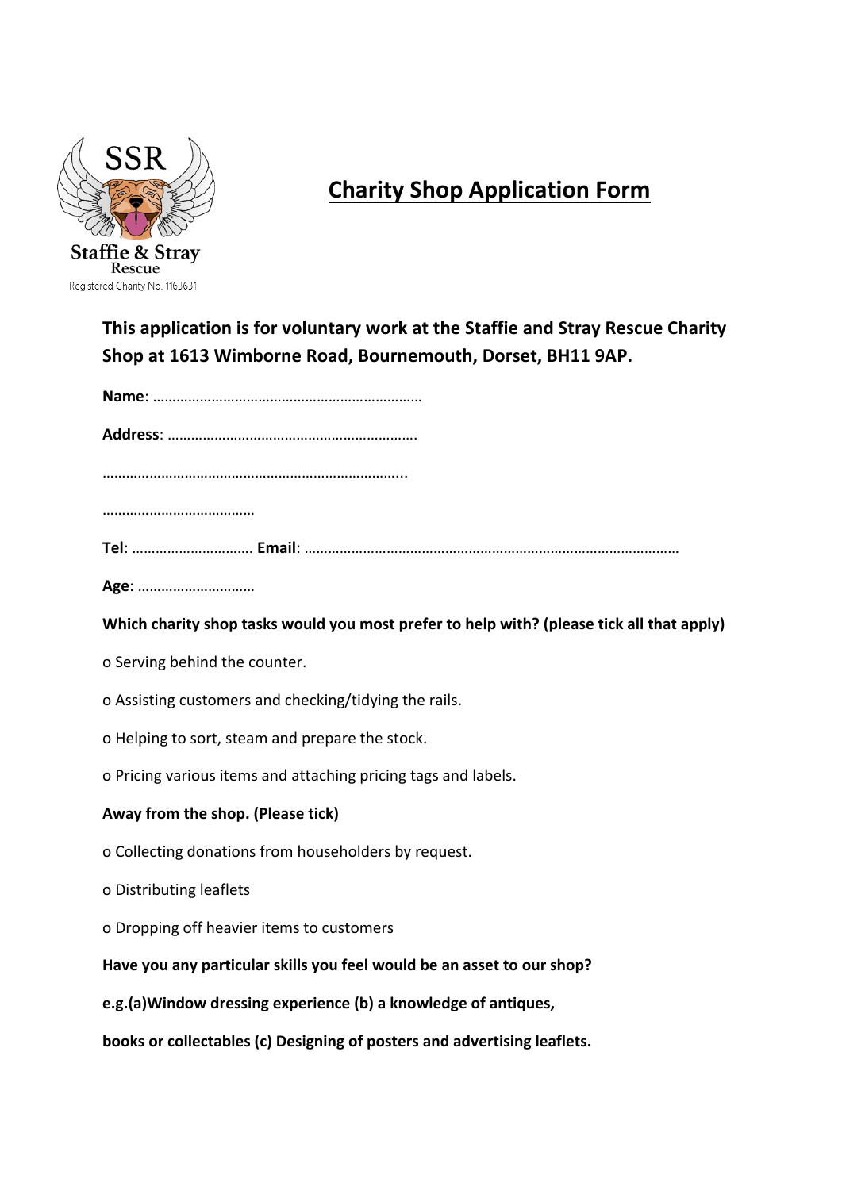SSR

Staffie & Stray Rescue

Registered Charity No. 1163631

# Charity Shop Application Form

**This application is for voluntary work at the Staffie and Stray Rescue Charity Shop at 1613 Wimborne Road, Bournemouth, Dorset, BH11 9AP.**

**Name**: ……………………………………………………………

**Address**: ……………………………………………………….

…………………………………………………………………..

…………………………………

**Tel**: …………………………. **Email**: ……………………………………………………………………………………

**Age**: …………………………

**Which charity shop tasks would you most prefer to help with? (please tick all that apply)**

o Serving behind the counter.

o Assisting customers and checking/tidying the rails.

o Helping to sort, steam and prepare the stock.

o Pricing various items and attaching pricing tags and labels.

**Away from the shop. (Please tick)**

o Collecting donations from householders by request.

o Distributing leaflets

o Dropping off heavier items to customers

**Have you any particular skills you feel would be an asset to our shop?**

**e.g.(a)Window dressing experience (b) a knowledge of antiques,**

**books or collectables (c) Designing of posters and advertising leaflets.**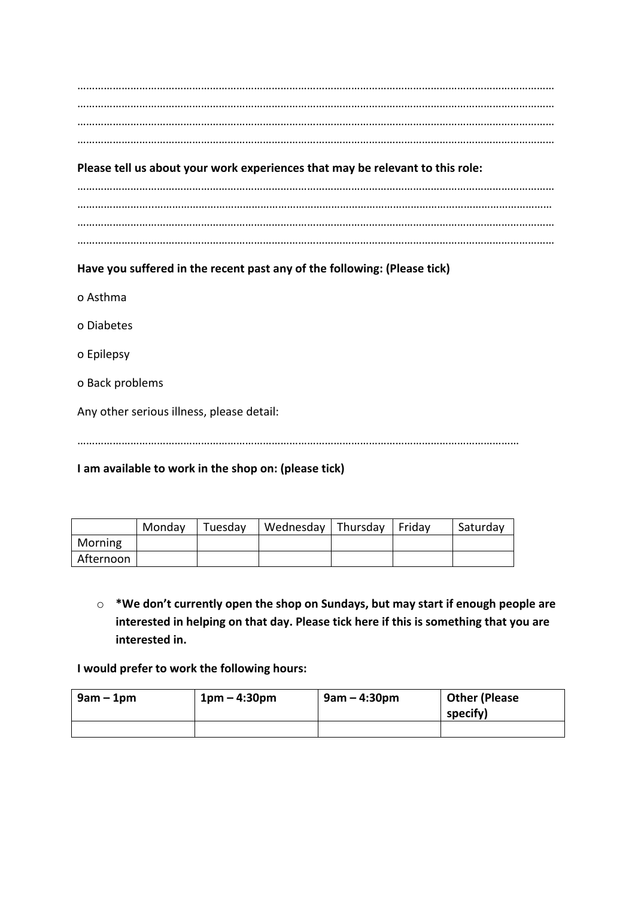…………………………………………………………………………………………………………………………………………………
…………………………………………………………………………………………………………………………………………………
…………………………………………………………………………………………………………………………………………………
…………………………………………………………………………………………………………………………………………………

**Please tell us about your work experiences that may be relevant to this role:**

…………………………………………………………………………………………………………………………………………………
…………………………………………………………………………………………………………………………………………………
…………………………………………………………………………………………………………………………………………………
…………………………………………………………………………………………………………………………………………………

**Have you suffered in the recent past any of the following: (Please tick)**

o Asthma

o Diabetes

o Epilepsy

o Back problems

Any other serious illness, please detail:

……………………………………………………………………………………………………………………………………………

**I am available to work in the shop on: (please tick)**

| | Monday | Tuesday | Wednesday | Thursday | Friday | Saturday |
|---|---|---|---|---|---|---|
| Morning | | | | | | |
| Afternoon | | | | | | |

- o **\*We don't currently open the shop on Sundays, but may start if enough people are interested in helping on that day. Please tick here if this is something that you are interested in.**

**I would prefer to work the following hours:**

| 9am – 1pm | 1pm – 4:30pm | 9am – 4:30pm | Other (Please specify) |
|---|---|---|---|
| | | | |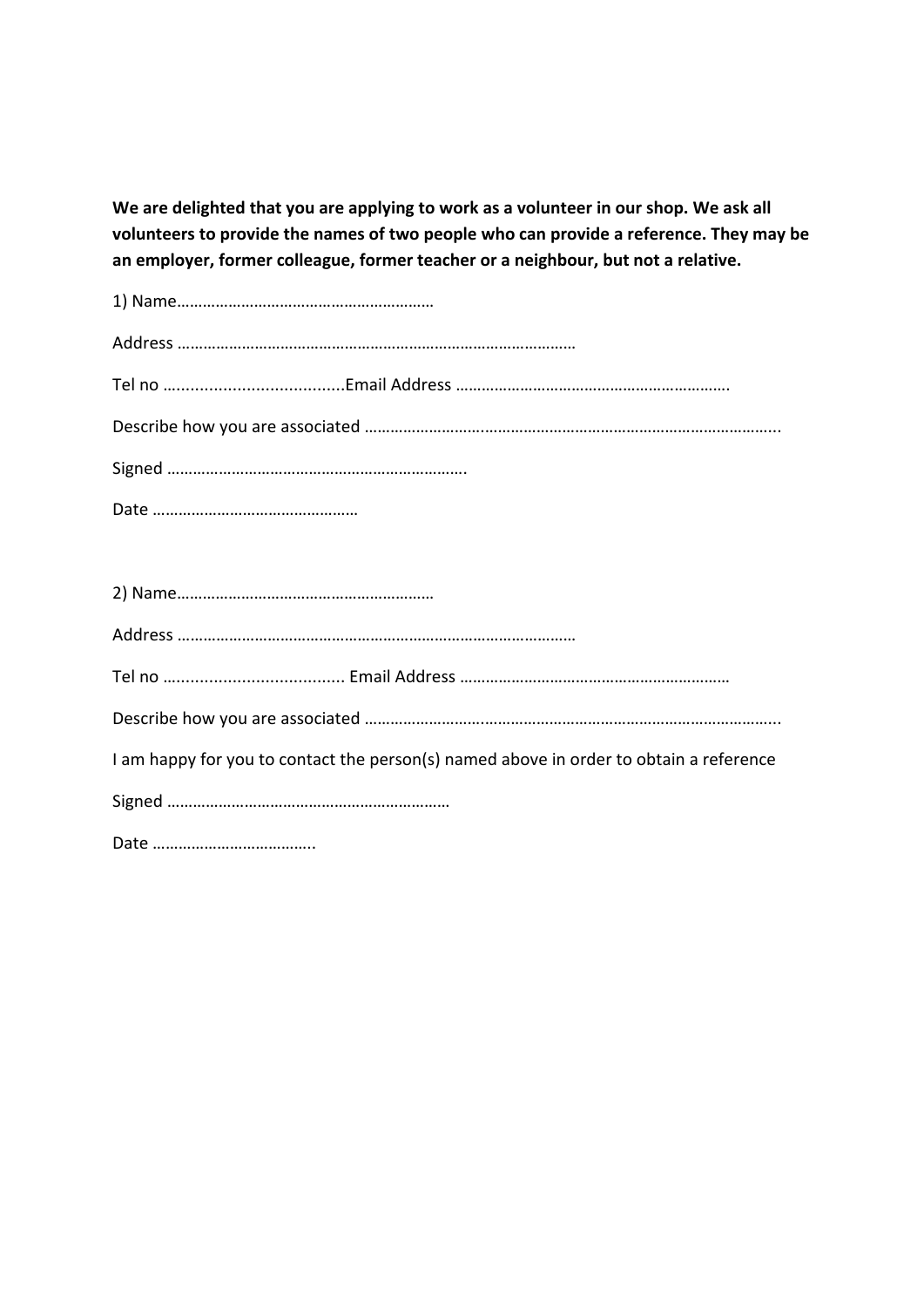**We are delighted that you are applying to work as a volunteer in our shop. We ask all volunteers to provide the names of two people who can provide a reference. They may be an employer, former colleague, former teacher or a neighbour, but not a relative.**

1) Name……………………………………………………

Address …………………………………………………………………………………

Tel no ......................................Email Address ……………………………………………………….

Describe how you are associated …………………………………………………………………………………...

Signed …………………………………………………………….

Date …………………………………………

2) Name……………………………………………………

Address …………………………………………………………………………………

Tel no ....................................... Email Address ……………………………………………………

Describe how you are associated …………………………………………………………………………………...

I am happy for you to contact the person(s) named above in order to obtain a reference

Signed …………………………………………………………

Date ………………………………..